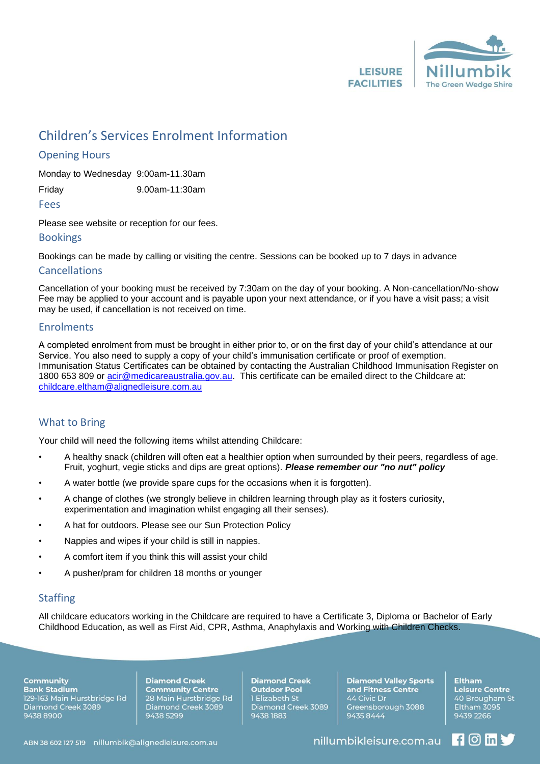# Children's Services Enrolment Information

## Opening Hours

| | |
|---|---|
| Monday to Wednesday | 9:00am-11.30am |
| Friday | 9.00am-11:30am |

## Fees

Please see website or reception for our fees.

## Bookings

Bookings can be made by calling or visiting the centre. Sessions can be booked up to 7 days in advance

## Cancellations

Cancellation of your booking must be received by 7:30am on the day of your booking. A Non-cancellation/No-show Fee may be applied to your account and is payable upon your next attendance, or if you have a visit pass; a visit may be used, if cancellation is not received on time.

## Enrolments

A completed enrolment from must be brought in either prior to, or on the first day of your child's attendance at our Service. You also need to supply a copy of your child's immunisation certificate or proof of exemption. Immunisation Status Certificates can be obtained by contacting the Australian Childhood Immunisation Register on 1800 653 809 or acir@medicareaustralia.gov.au. This certificate can be emailed direct to the Childcare at: childcare.eltham@alignedleisure.com.au

## What to Bring

Your child will need the following items whilst attending Childcare:

- A healthy snack (children will often eat a healthier option when surrounded by their peers, regardless of age. Fruit, yoghurt, vegie sticks and dips are great options). ***Please remember our "no nut" policy***
- A water bottle (we provide spare cups for the occasions when it is forgotten).
- A change of clothes (we strongly believe in children learning through play as it fosters curiosity, experimentation and imagination whilst engaging all their senses).
- A hat for outdoors. Please see our Sun Protection Policy
- Nappies and wipes if your child is still in nappies.
- A comfort item if you think this will assist your child
- A pusher/pram for children 18 months or younger

## Staffing

All childcare educators working in the Childcare are required to have a Certificate 3, Diploma or Bachelor of Early Childhood Education, as well as First Aid, CPR, Asthma, Anaphylaxis and Working with Children Checks.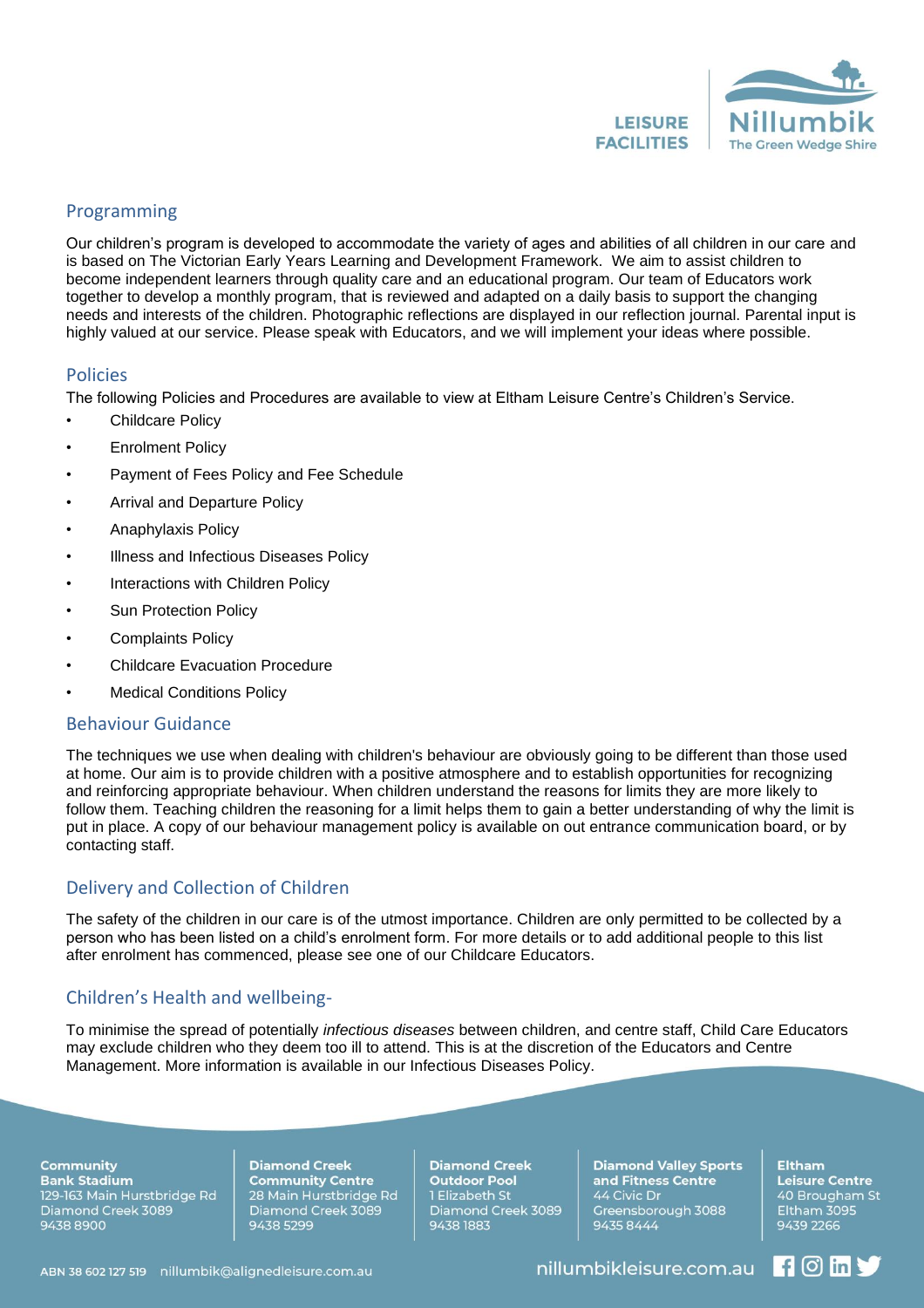## Programming

Our children's program is developed to accommodate the variety of ages and abilities of all children in our care and is based on The Victorian Early Years Learning and Development Framework. We aim to assist children to become independent learners through quality care and an educational program. Our team of Educators work together to develop a monthly program, that is reviewed and adapted on a daily basis to support the changing needs and interests of the children. Photographic reflections are displayed in our reflection journal. Parental input is highly valued at our service. Please speak with Educators, and we will implement your ideas where possible.

## Policies

The following Policies and Procedures are available to view at Eltham Leisure Centre's Children's Service.

- Childcare Policy
- Enrolment Policy
- Payment of Fees Policy and Fee Schedule
- Arrival and Departure Policy
- Anaphylaxis Policy
- Illness and Infectious Diseases Policy
- Interactions with Children Policy
- Sun Protection Policy
- Complaints Policy
- Childcare Evacuation Procedure
- Medical Conditions Policy

## Behaviour Guidance

The techniques we use when dealing with children's behaviour are obviously going to be different than those used at home. Our aim is to provide children with a positive atmosphere and to establish opportunities for recognizing and reinforcing appropriate behaviour. When children understand the reasons for limits they are more likely to follow them. Teaching children the reasoning for a limit helps them to gain a better understanding of why the limit is put in place. A copy of our behaviour management policy is available on out entrance communication board, or by contacting staff.

## Delivery and Collection of Children

The safety of the children in our care is of the utmost importance. Children are only permitted to be collected by a person who has been listed on a child's enrolment form. For more details or to add additional people to this list after enrolment has commenced, please see one of our Childcare Educators.

## Children's Health and wellbeing-

To minimise the spread of potentially *infectious diseases* between children, and centre staff, Child Care Educators may exclude children who they deem too ill to attend. This is at the discretion of the Educators and Centre Management. More information is available in our Infectious Diseases Policy.

**Community Bank Stadium**
129-163 Main Hurstbridge Rd
Diamond Creek 3089
9438 8900

**Diamond Creek Community Centre**
28 Main Hurstbridge Rd
Diamond Creek 3089
9438 5299

**Diamond Creek Outdoor Pool**
1 Elizabeth St
Diamond Creek 3089
9438 1883

**Diamond Valley Sports and Fitness Centre**
44 Civic Dr
Greensborough 3088
9435 8444

**Eltham Leisure Centre**
40 Brougham St
Eltham 3095
9439 2266

ABN 38 602 127 519 nillumbik@alignedleisure.com.au

nillumbikleisure.com.au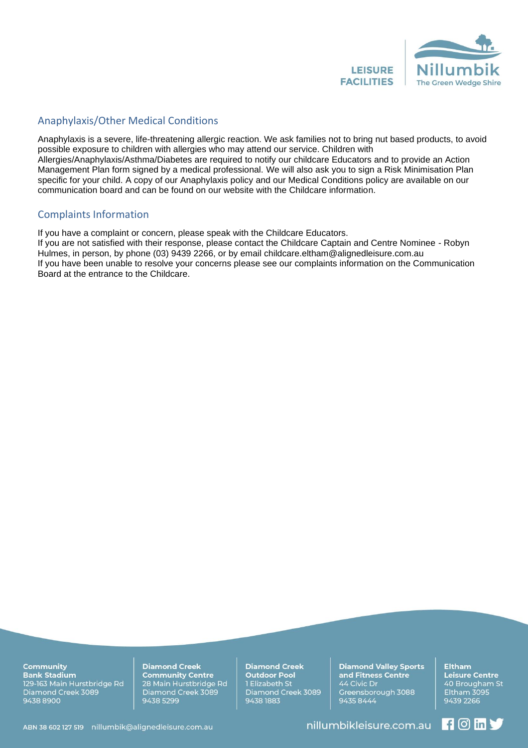## Anaphylaxis/Other Medical Conditions

Anaphylaxis is a severe, life-threatening allergic reaction. We ask families not to bring nut based products, to avoid possible exposure to children with allergies who may attend our service. Children with Allergies/Anaphylaxis/Asthma/Diabetes are required to notify our childcare Educators and to provide an Action Management Plan form signed by a medical professional. We will also ask you to sign a Risk Minimisation Plan specific for your child. A copy of our Anaphylaxis policy and our Medical Conditions policy are available on our communication board and can be found on our website with the Childcare information.

## Complaints Information

If you have a complaint or concern, please speak with the Childcare Educators.
If you are not satisfied with their response, please contact the Childcare Captain and Centre Nominee - Robyn Hulmes, in person, by phone (03) 9439 2266, or by email childcare.eltham@alignedleisure.com.au
If you have been unable to resolve your concerns please see our complaints information on the Communication Board at the entrance to the Childcare.